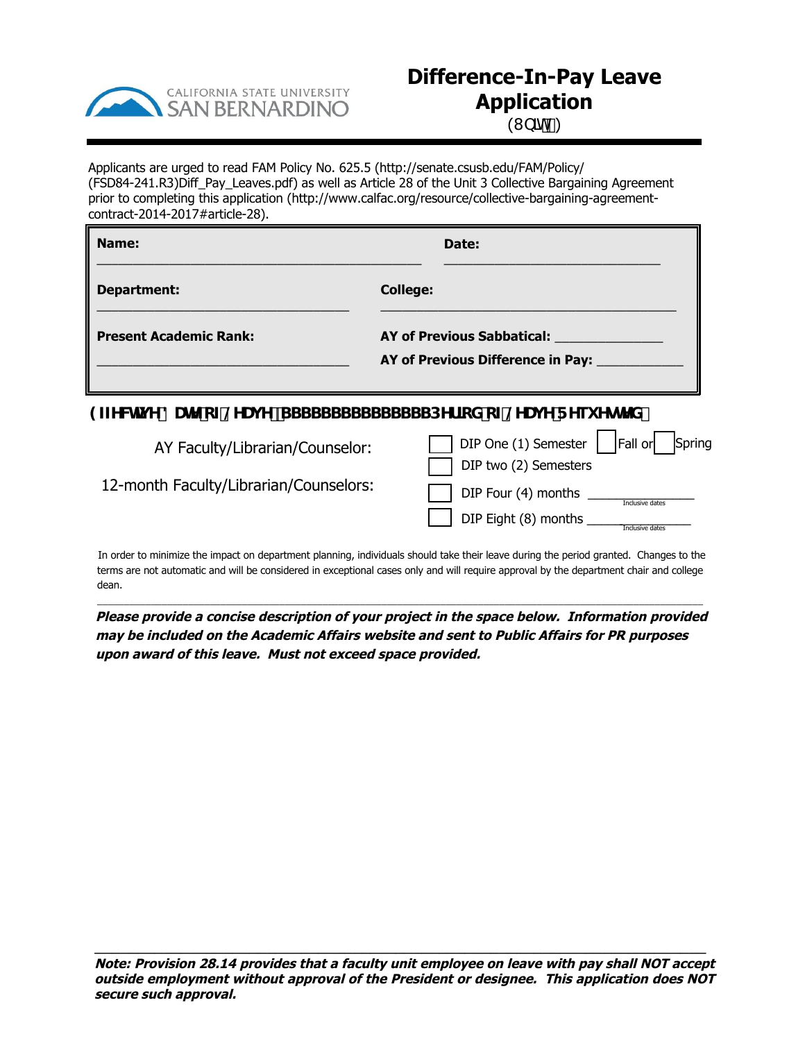# Difference-In-Pay Leave Application

(Unit 3)

Applicants are urged to read FAM Policy No. 625.5 (http://senate.csusb.edu/FAM/Policy/(FSD84-241.R3)Diff_Pay_Leaves.pdf) as well as Article 28 of the Unit 3 Collective Bargaining Agreement prior to completing this application (http://www.calfac.org/resource/collective-bargaining-agreement-contract-2014-2017#article-28).

**Name:** ______________________________ **Date:** ______________________________

**Department:** ______________________________ **College:** ______________________________

**Present Academic Rank:** ______________________________

**AY of Previous Sabbatical:** ______________

**AY of Previous Difference in Pay:** ______________

**Effective Date of Leave** _______________ **Period of Leave Requested**

AY Faculty/Librarian/Counselor:
- ☐ DIP One (1) Semester ☐ Fall or ☐ Spring
- ☐ DIP two (2) Semesters

12-month Faculty/Librarian/Counselors:
- ☐ DIP Four (4) months ______________ (Inclusive dates)
- ☐ DIP Eight (8) months ______________ (Inclusive dates)

In order to minimize the impact on department planning, individuals should take their leave during the period granted. Changes to the terms are not automatic and will be considered in exceptional cases only and will require approval by the department chair and college dean.

***Please provide a concise description of your project in the space below. Information provided may be included on the Academic Affairs website and sent to Public Affairs for PR purposes upon award of this leave. Must not exceed space provided.***

***Note: Provision 28.14 provides that a faculty unit employee on leave with pay shall NOT accept outside employment without approval of the President or designee. This application does NOT secure such approval.***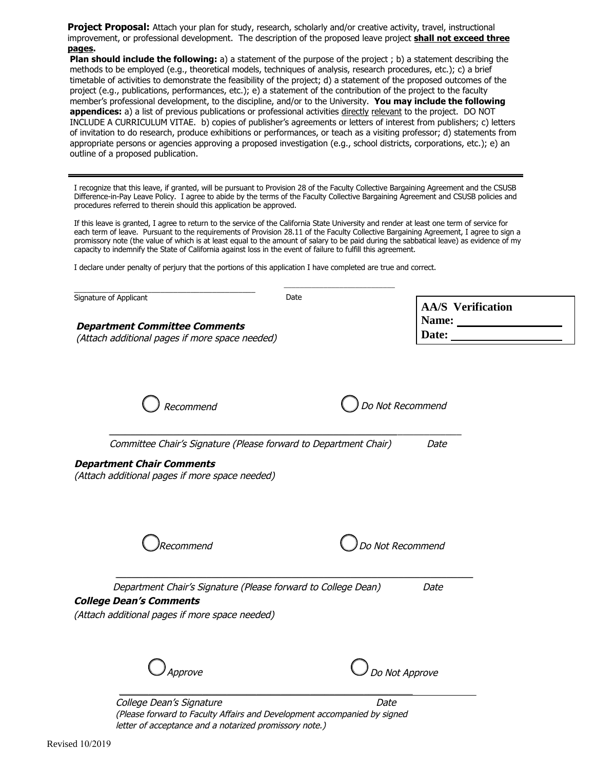**Project Proposal:** Attach your plan for study, research, scholarly and/or creative activity, travel, instructional improvement, or professional development. The description of the proposed leave project **shall not exceed three pages.**

**Plan should include the following:** a) a statement of the purpose of the project ; b) a statement describing the methods to be employed (e.g., theoretical models, techniques of analysis, research procedures, etc.); c) a brief timetable of activities to demonstrate the feasibility of the project; d) a statement of the proposed outcomes of the project (e.g., publications, performances, etc.); e) a statement of the contribution of the project to the faculty member's professional development, to the discipline, and/or to the University. **You may include the following appendices:** a) a list of previous publications or professional activities directly relevant to the project. DO NOT INCLUDE A CURRICULUM VITAE. b) copies of publisher's agreements or letters of interest from publishers; c) letters of invitation to do research, produce exhibitions or performances, or teach as a visiting professor; d) statements from appropriate persons or agencies approving a proposed investigation (e.g., school districts, corporations, etc.); e) an outline of a proposed publication.

---

I recognize that this leave, if granted, will be pursuant to Provision 28 of the Faculty Collective Bargaining Agreement and the CSUSB Difference-in-Pay Leave Policy. I agree to abide by the terms of the Faculty Collective Bargaining Agreement and CSUSB policies and procedures referred to therein should this application be approved.

If this leave is granted, I agree to return to the service of the California State University and render at least one term of service for each term of leave. Pursuant to the requirements of Provision 28.11 of the Faculty Collective Bargaining Agreement, I agree to sign a promissory note (the value of which is at least equal to the amount of salary to be paid during the sabbatical leave) as evidence of my capacity to indemnify the State of California against loss in the event of failure to fulfill this agreement.

I declare under penalty of perjury that the portions of this application I have completed are true and correct.

\_\_\_\_\_\_\_\_\_\_\_\_\_\_\_\_\_\_\_\_\_\_\_\_\_\_\_\_\_\_\_\_\_\_\_\_\_\_\_\_ \_\_\_\_\_\_\_\_\_\_\_\_\_\_\_\_\_\_\_\_\_\_\_\_
Signature of Applicant Date

**AA/S Verification**
**Name:** \_\_\_\_\_\_\_\_\_\_\_\_\_\_\_\_\_\_
**Date:** \_\_\_\_\_\_\_\_\_\_\_\_\_\_\_\_\_\_

***Department Committee Comments***
*(Attach additional pages if more space needed)*

○ *Recommend* ○ *Do Not Recommend*

\_\_\_\_\_\_\_\_\_\_\_\_\_\_\_\_\_\_\_\_\_\_\_\_\_\_\_\_\_\_\_\_\_\_\_\_\_\_\_\_\_\_\_\_\_\_\_\_\_\_\_\_\_\_\_\_\_\_\_\_
*Committee Chair's Signature (Please forward to Department Chair)* *Date*

***Department Chair Comments***
*(Attach additional pages if more space needed)*

○ *Recommend* ○ *Do Not Recommend*

\_\_\_\_\_\_\_\_\_\_\_\_\_\_\_\_\_\_\_\_\_\_\_\_\_\_\_\_\_\_\_\_\_\_\_\_\_\_\_\_\_\_\_\_\_\_\_\_\_\_\_\_\_\_\_\_\_\_\_\_
*Department Chair's Signature (Please forward to College Dean)* *Date*

***College Dean's Comments***
*(Attach additional pages if more space needed)*

○ *Approve* ○ *Do Not Approve*

\_\_\_\_\_\_\_\_\_\_\_\_\_\_\_\_\_\_\_\_\_\_\_\_\_\_\_\_\_\_\_\_\_\_\_\_\_\_\_\_\_\_\_\_\_\_\_\_\_\_\_\_\_\_\_\_\_\_\_\_
*College Dean's Signature* *Date*
*(Please forward to Faculty Affairs and Development accompanied by signed letter of acceptance and a notarized promissory note.)*

Revised 10/2019